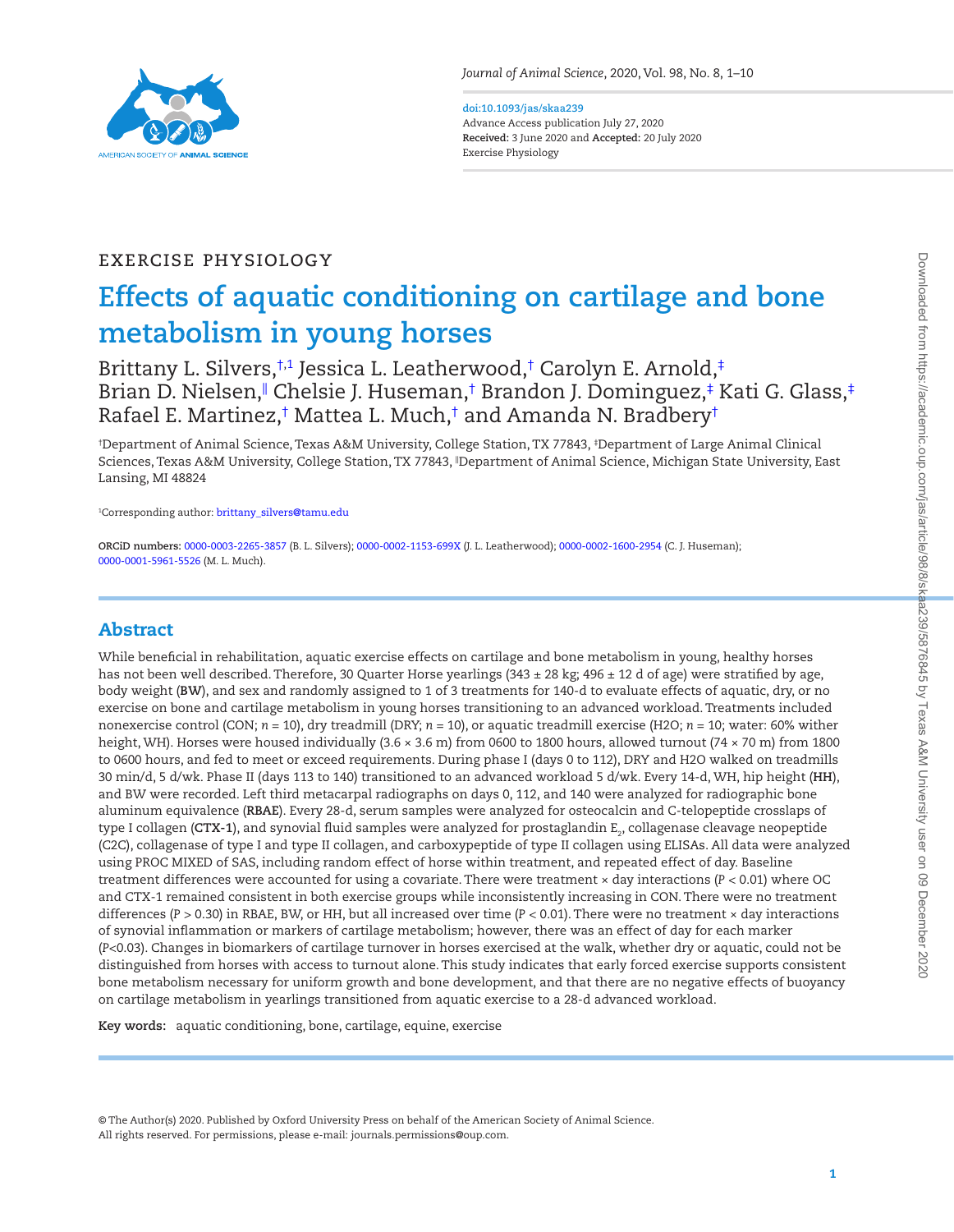EXERCISE PHYSIOLOGY

# Effects of aquatic conditioning on cartilage and bone metabolism in young horses

Brittany L. Silvers,[†,1] Jessica L. Leatherwood,[†] Carolyn E. Arnold,[‡] Brian D. Nielsen,[‖] Chelsie J. Huseman,[†] Brandon J. Dominguez,[‡] Kati G. Glass,[‡] Rafael E. Martinez,[†] Mattea L. Much,[†] and Amanda N. Bradbery[†]

[†]Department of Animal Science, Texas A&M University, College Station, TX 77843, [‡]Department of Large Animal Clinical Sciences, Texas A&M University, College Station, TX 77843, [‖]Department of Animal Science, Michigan State University, East Lansing, MI 48824

[1]Corresponding author: brittany_silvers@tamu.edu

**ORCiD numbers:** 0000-0003-2265-3857 (B. L. Silvers); 0000-0002-1153-699X (J. L. Leatherwood); 0000-0002-1600-2954 (C. J. Huseman); 0000-0001-5961-5526 (M. L. Much).

## Abstract

While beneficial in rehabilitation, aquatic exercise effects on cartilage and bone metabolism in young, healthy horses has not been well described. Therefore, 30 Quarter Horse yearlings (343 ± 28 kg; 496 ± 12 d of age) were stratified by age, body weight (**BW**), and sex and randomly assigned to 1 of 3 treatments for 140-d to evaluate effects of aquatic, dry, or no exercise on bone and cartilage metabolism in young horses transitioning to an advanced workload. Treatments included nonexercise control (CON; $n = 10$), dry treadmill (DRY; $n = 10$), or aquatic treadmill exercise (H2O; $n = 10$; water: 60% wither height, WH). Horses were housed individually (3.6 × 3.6 m) from 0600 to 1800 hours, allowed turnout (74 × 70 m) from 1800 to 0600 hours, and fed to meet or exceed requirements. During phase I (days 0 to 112), DRY and H2O walked on treadmills 30 min/d, 5 d/wk. Phase II (days 113 to 140) transitioned to an advanced workload 5 d/wk. Every 14-d, WH, hip height (**HH**), and BW were recorded. Left third metacarpal radiographs on days 0, 112, and 140 were analyzed for radiographic bone aluminum equivalence (**RBAE**). Every 28-d, serum samples were analyzed for osteocalcin and C-telopeptide crosslaps of type I collagen (**CTX-1**), and synovial fluid samples were analyzed for prostaglandin $E_2$, collagenase cleavage neopeptide (C2C), collagenase of type I and type II collagen, and carboxypeptide of type II collagen using ELISAs. All data were analyzed using PROC MIXED of SAS, including random effect of horse within treatment, and repeated effect of day. Baseline treatment differences were accounted for using a covariate. There were treatment × day interactions ($P < 0.01$) where OC and CTX-1 remained consistent in both exercise groups while inconsistently increasing in CON. There were no treatment differences ($P > 0.30$) in RBAE, BW, or HH, but all increased over time ($P < 0.01$). There were no treatment × day interactions of synovial inflammation or markers of cartilage metabolism; however, there was an effect of day for each marker ($P<0.03$). Changes in biomarkers of cartilage turnover in horses exercised at the walk, whether dry or aquatic, could not be distinguished from horses with access to turnout alone. This study indicates that early forced exercise supports consistent bone metabolism necessary for uniform growth and bone development, and that there are no negative effects of buoyancy on cartilage metabolism in yearlings transitioned from aquatic exercise to a 28-d advanced workload.

**Key words:** aquatic conditioning, bone, cartilage, equine, exercise

© The Author(s) 2020. Published by Oxford University Press on behalf of the American Society of Animal Science.
All rights reserved. For permissions, please e-mail: journals.permissions@oup.com.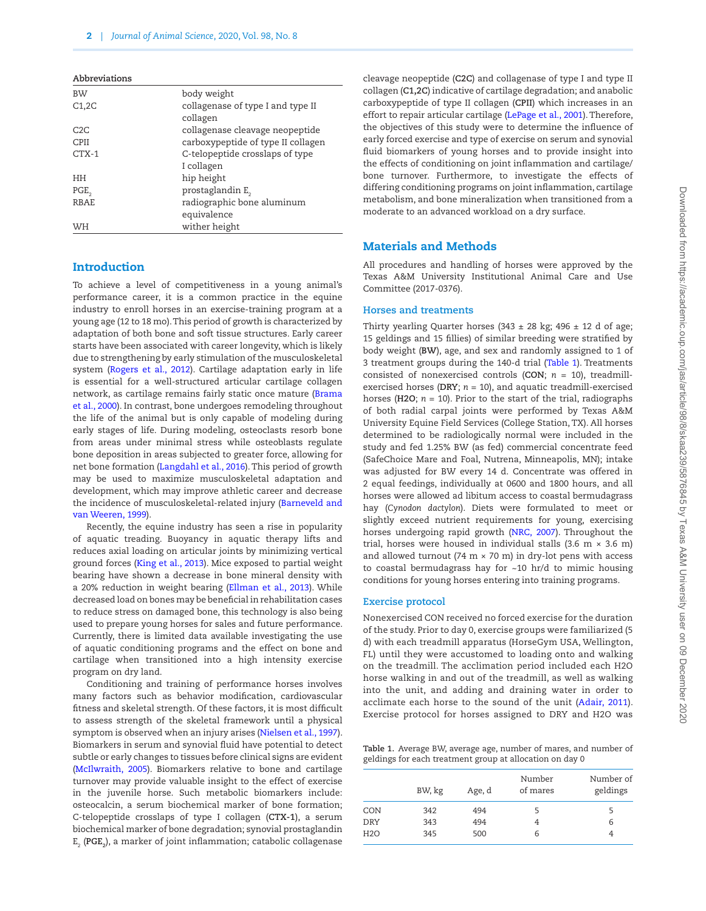**Abbreviations**

| | |
|---|---|
| BW | body weight |
| C1,2C | collagenase of type I and type II collagen |
| C2C | collagenase cleavage neopeptide |
| CPII | carboxypeptide of type II collagen |
| CTX-1 | C-telopeptide crosslaps of type I collagen |
| HH | hip height |
| $PGE_2$ | prostaglandin $E_2$ |
| RBAE | radiographic bone aluminum equivalence |
| WH | wither height |

## Introduction

To achieve a level of competitiveness in a young animal's performance career, it is a common practice in the equine industry to enroll horses in an exercise-training program at a young age (12 to 18 mo). This period of growth is characterized by adaptation of both bone and soft tissue structures. Early career starts have been associated with career longevity, which is likely due to strengthening by early stimulation of the musculoskeletal system (Rogers et al., 2012). Cartilage adaptation early in life is essential for a well-structured articular cartilage collagen network, as cartilage remains fairly static once mature (Brama et al., 2000). In contrast, bone undergoes remodeling throughout the life of the animal but is only capable of modeling during early stages of life. During modeling, osteoclasts resorb bone from areas under minimal stress while osteoblasts regulate bone deposition in areas subjected to greater force, allowing for net bone formation (Langdahl et al., 2016). This period of growth may be used to maximize musculoskeletal adaptation and development, which may improve athletic career and decrease the incidence of musculoskeletal-related injury (Barneveld and van Weeren, 1999).

Recently, the equine industry has seen a rise in popularity of aquatic treading. Buoyancy in aquatic therapy lifts and reduces axial loading on articular joints by minimizing vertical ground forces (King et al., 2013). Mice exposed to partial weight bearing have shown a decrease in bone mineral density with a 20% reduction in weight bearing (Ellman et al., 2013). While decreased load on bones may be beneficial in rehabilitation cases to reduce stress on damaged bone, this technology is also being used to prepare young horses for sales and future performance. Currently, there is limited data available investigating the use of aquatic conditioning programs and the effect on bone and cartilage when transitioned into a high intensity exercise program on dry land.

Conditioning and training of performance horses involves many factors such as behavior modification, cardiovascular fitness and skeletal strength. Of these factors, it is most difficult to assess strength of the skeletal framework until a physical symptom is observed when an injury arises (Nielsen et al., 1997). Biomarkers in serum and synovial fluid have potential to detect subtle or early changes to tissues before clinical signs are evident (McIlwraith, 2005). Biomarkers relative to bone and cartilage turnover may provide valuable insight to the effect of exercise in the juvenile horse. Such metabolic biomarkers include: osteocalcin, a serum biochemical marker of bone formation; C-telopeptide crosslaps of type I collagen (**CTX-1**), a serum biochemical marker of bone degradation; synovial prostaglandin $E_2$ (**$PGE_2$**), a marker of joint inflammation; catabolic collagenase cleavage neopeptide (**C2C**) and collagenase of type I and type II collagen (**C1,2C**) indicative of cartilage degradation; and anabolic carboxypeptide of type II collagen (**CPII**) which increases in an effort to repair articular cartilage (LePage et al., 2001). Therefore, the objectives of this study were to determine the influence of early forced exercise and type of exercise on serum and synovial fluid biomarkers of young horses and to provide insight into the effects of conditioning on joint inflammation and cartilage/bone turnover. Furthermore, to investigate the effects of differing conditioning programs on joint inflammation, cartilage metabolism, and bone mineralization when transitioned from a moderate to an advanced workload on a dry surface.

## Materials and Methods

All procedures and handling of horses were approved by the Texas A&M University Institutional Animal Care and Use Committee (2017-0376).

### Horses and treatments

Thirty yearling Quarter horses (343 ± 28 kg; 496 ± 12 d of age; 15 geldings and 15 fillies) of similar breeding were stratified by body weight (**BW**), age, and sex and randomly assigned to 1 of 3 treatment groups during the 140-d trial (Table 1). Treatments consisted of nonexercised controls (**CON**; *n* = 10), treadmill-exercised horses (**DRY**; *n* = 10), and aquatic treadmill-exercised horses (**H2O**; *n* = 10). Prior to the start of the trial, radiographs of both radial carpal joints were performed by Texas A&M University Equine Field Services (College Station, TX). All horses determined to be radiologically normal were included in the study and fed 1.25% BW (as fed) commercial concentrate feed (SafeChoice Mare and Foal, Nutrena, Minneapolis, MN); intake was adjusted for BW every 14 d. Concentrate was offered in 2 equal feedings, individually at 0600 and 1800 hours, and all horses were allowed ad libitum access to coastal bermudagrass hay (*Cynodon dactylon*). Diets were formulated to meet or slightly exceed nutrient requirements for young, exercising horses undergoing rapid growth (NRC, 2007). Throughout the trial, horses were housed in individual stalls (3.6 m × 3.6 m) and allowed turnout (74 m × 70 m) in dry-lot pens with access to coastal bermudagrass hay for ~10 hr/d to mimic housing conditions for young horses entering into training programs.

### Exercise protocol

Nonexercised CON received no forced exercise for the duration of the study. Prior to day 0, exercise groups were familiarized (5 d) with each treadmill apparatus (HorseGym USA, Wellington, FL) until they were accustomed to loading onto and walking on the treadmill. The acclimation period included each H2O horse walking in and out of the treadmill, as well as walking into the unit, and adding and draining water in order to acclimate each horse to the sound of the unit (Adair, 2011). Exercise protocol for horses assigned to DRY and H2O was

**Table 1.** Average BW, average age, number of mares, and number of geldings for each treatment group at allocation on day 0

| | BW, kg | Age, d | Number of mares | Number of geldings |
|---|---|---|---|---|
| CON | 342 | 494 | 5 | 5 |
| DRY | 343 | 494 | 4 | 6 |
| H2O | 345 | 500 | 6 | 4 |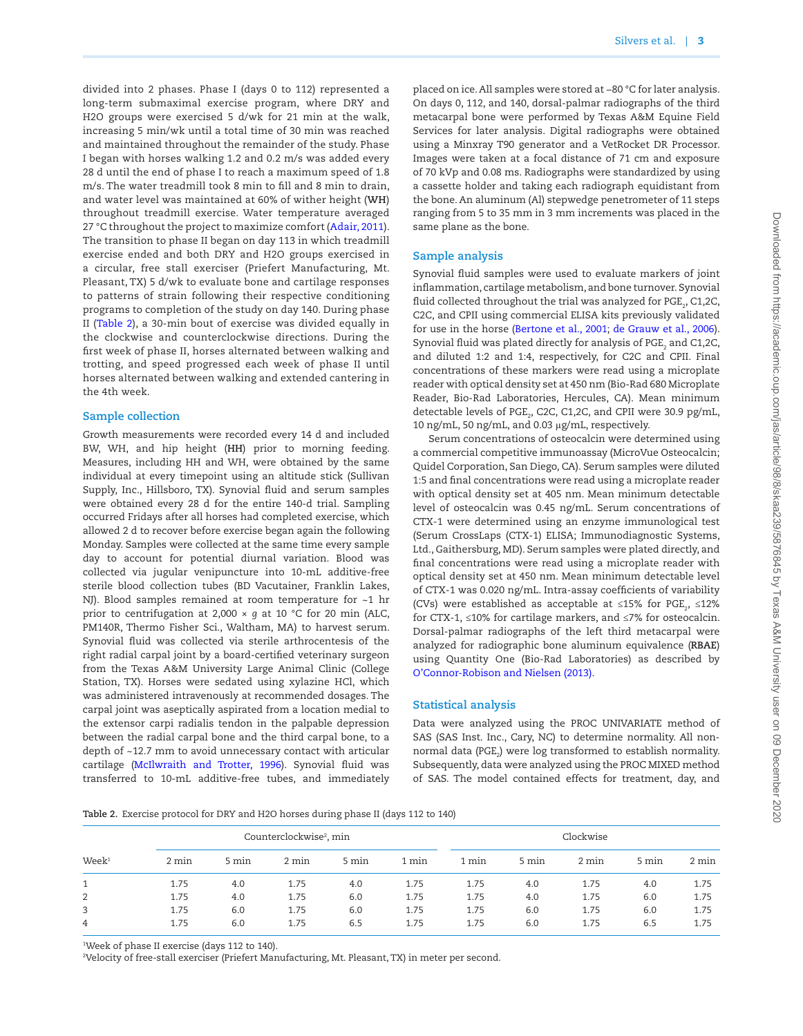divided into 2 phases. Phase I (days 0 to 112) represented a long-term submaximal exercise program, where DRY and H2O groups were exercised 5 d/wk for 21 min at the walk, increasing 5 min/wk until a total time of 30 min was reached and maintained throughout the remainder of the study. Phase I began with horses walking 1.2 and 0.2 m/s was added every 28 d until the end of phase I to reach a maximum speed of 1.8 m/s. The water treadmill took 8 min to fill and 8 min to drain, and water level was maintained at 60% of wither height (**WH**) throughout treadmill exercise. Water temperature averaged 27 °C throughout the project to maximize comfort (Adair, 2011). The transition to phase II began on day 113 in which treadmill exercise ended and both DRY and H2O groups exercised in a circular, free stall exerciser (Priefert Manufacturing, Mt. Pleasant, TX) 5 d/wk to evaluate bone and cartilage responses to patterns of strain following their respective conditioning programs to completion of the study on day 140. During phase II (Table 2), a 30-min bout of exercise was divided equally in the clockwise and counterclockwise directions. During the first week of phase II, horses alternated between walking and trotting, and speed progressed each week of phase II until horses alternated between walking and extended cantering in the 4th week.

## Sample collection

Growth measurements were recorded every 14 d and included BW, WH, and hip height (**HH**) prior to morning feeding. Measures, including HH and WH, were obtained by the same individual at every timepoint using an altitude stick (Sullivan Supply, Inc., Hillsboro, TX). Synovial fluid and serum samples were obtained every 28 d for the entire 140-d trial. Sampling occurred Fridays after all horses had completed exercise, which allowed 2 d to recover before exercise began again the following Monday. Samples were collected at the same time every sample day to account for potential diurnal variation. Blood was collected via jugular venipuncture into 10-mL additive-free sterile blood collection tubes (BD Vacutainer, Franklin Lakes, NJ). Blood samples remained at room temperature for ~1 hr prior to centrifugation at 2,000 × *g* at 10 °C for 20 min (ALC, PM140R, Thermo Fisher Sci., Waltham, MA) to harvest serum. Synovial fluid was collected via sterile arthrocentesis of the right radial carpal joint by a board-certified veterinary surgeon from the Texas A&M University Large Animal Clinic (College Station, TX). Horses were sedated using xylazine HCl, which was administered intravenously at recommended dosages. The carpal joint was aseptically aspirated from a location medial to the extensor carpi radialis tendon in the palpable depression between the radial carpal bone and the third carpal bone, to a depth of ~12.7 mm to avoid unnecessary contact with articular cartilage (McIlwraith and Trotter, 1996). Synovial fluid was transferred to 10-mL additive-free tubes, and immediately placed on ice. All samples were stored at −80 °C for later analysis. On days 0, 112, and 140, dorsal-palmar radiographs of the third metacarpal bone were performed by Texas A&M Equine Field Services for later analysis. Digital radiographs were obtained using a Minxray T90 generator and a VetRocket DR Processor. Images were taken at a focal distance of 71 cm and exposure of 70 kVp and 0.08 ms. Radiographs were standardized by using a cassette holder and taking each radiograph equidistant from the bone. An aluminum (Al) stepwedge penetrometer of 11 steps ranging from 5 to 35 mm in 3 mm increments was placed in the same plane as the bone.

## Sample analysis

Synovial fluid samples were used to evaluate markers of joint inflammation, cartilage metabolism, and bone turnover. Synovial fluid collected throughout the trial was analyzed for $PGE_2$, C1,2C, C2C, and CPII using commercial ELISA kits previously validated for use in the horse (Bertone et al., 2001; de Grauw et al., 2006). Synovial fluid was plated directly for analysis of $PGE_2$ and C1,2C, and diluted 1:2 and 1:4, respectively, for C2C and CPII. Final concentrations of these markers were read using a microplate reader with optical density set at 450 nm (Bio-Rad 680 Microplate Reader, Bio-Rad Laboratories, Hercules, CA). Mean minimum detectable levels of $PGE_2$, C2C, C1,2C, and CPII were 30.9 pg/mL, 10 ng/mL, 50 ng/mL, and 0.03 μg/mL, respectively.

Serum concentrations of osteocalcin were determined using a commercial competitive immunoassay (MicroVue Osteocalcin; Quidel Corporation, San Diego, CA). Serum samples were diluted 1:5 and final concentrations were read using a microplate reader with optical density set at 405 nm. Mean minimum detectable level of osteocalcin was 0.45 ng/mL. Serum concentrations of CTX-1 were determined using an enzyme immunological test (Serum CrossLaps (CTX-1) ELISA; Immunodiagnostic Systems, Ltd., Gaithersburg, MD). Serum samples were plated directly, and final concentrations were read using a microplate reader with optical density set at 450 nm. Mean minimum detectable level of CTX-1 was 0.020 ng/mL. Intra-assay coefficients of variability (CVs) were established as acceptable at ≤15% for $PGE_2$, ≤12% for CTX-1, ≤10% for cartilage markers, and ≤7% for osteocalcin. Dorsal-palmar radiographs of the left third metacarpal were analyzed for radiographic bone aluminum equivalence (**RBAE**) using Quantity One (Bio-Rad Laboratories) as described by O'Connor-Robison and Nielsen (2013).

## Statistical analysis

Data were analyzed using the PROC UNIVARIATE method of SAS (SAS Inst. Inc., Cary, NC) to determine normality. All non-normal data ($PGE_2$) were log transformed to establish normality. Subsequently, data were analyzed using the PROC MIXED method of SAS. The model contained effects for treatment, day, and

**Table 2.** Exercise protocol for DRY and H2O horses during phase II (days 112 to 140)

| | Counterclockwise[2], min | | | | | Clockwise | | | | |
|---|---|---|---|---|---|---|---|---|---|---|
| Week[1] | 2 min | 5 min | 2 min | 5 min | 1 min | 1 min | 5 min | 2 min | 5 min | 2 min |
| 1 | 1.75 | 4.0 | 1.75 | 4.0 | 1.75 | 1.75 | 4.0 | 1.75 | 4.0 | 1.75 |
| 2 | 1.75 | 4.0 | 1.75 | 6.0 | 1.75 | 1.75 | 4.0 | 1.75 | 6.0 | 1.75 |
| 3 | 1.75 | 6.0 | 1.75 | 6.0 | 1.75 | 1.75 | 6.0 | 1.75 | 6.0 | 1.75 |
| 4 | 1.75 | 6.0 | 1.75 | 6.5 | 1.75 | 1.75 | 6.0 | 1.75 | 6.5 | 1.75 |

[1]Week of phase II exercise (days 112 to 140).
[2]Velocity of free-stall exerciser (Priefert Manufacturing, Mt. Pleasant, TX) in meter per second.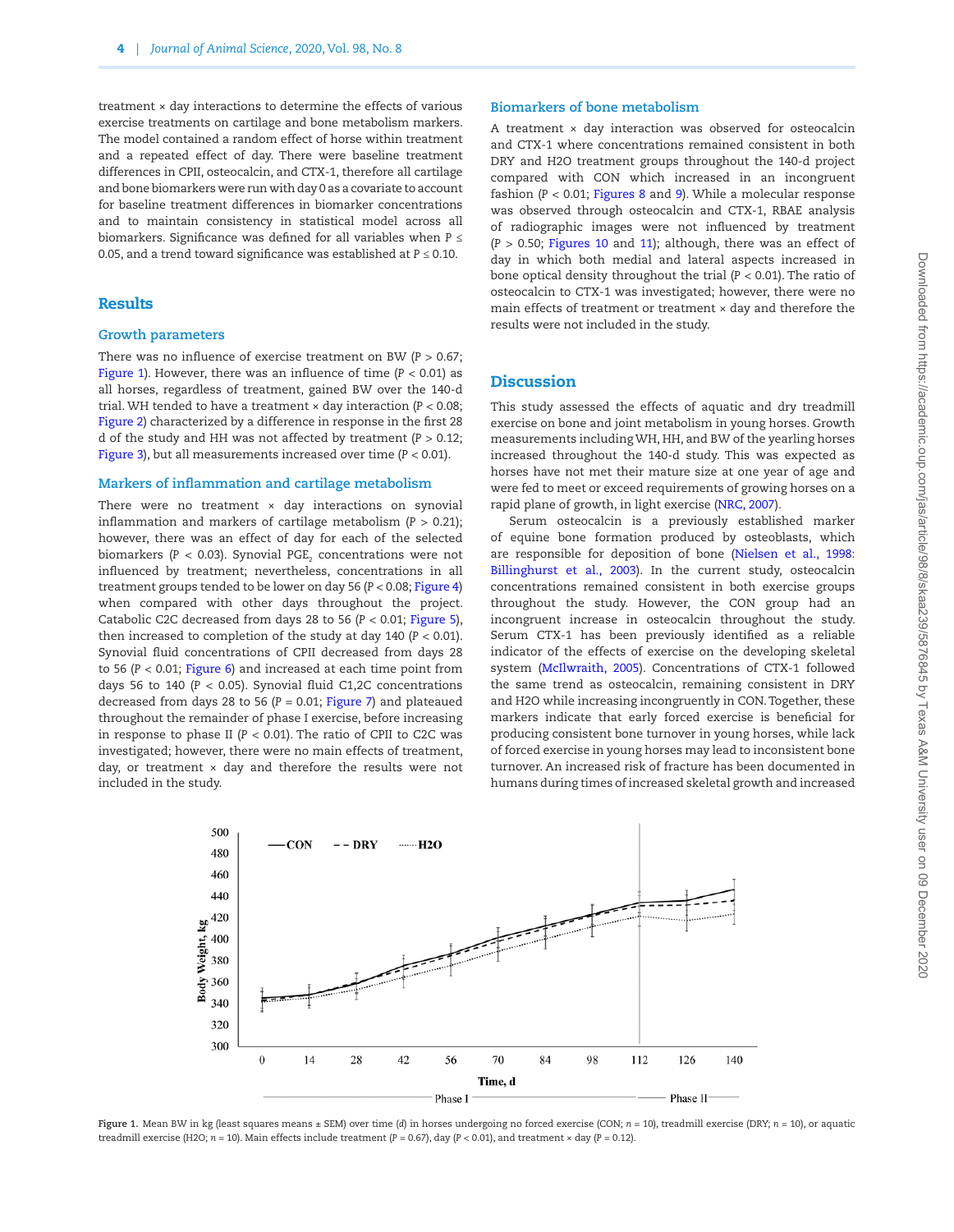treatment × day interactions to determine the effects of various exercise treatments on cartilage and bone metabolism markers. The model contained a random effect of horse within treatment and a repeated effect of day. There were baseline treatment differences in CPII, osteocalcin, and CTX-1, therefore all cartilage and bone biomarkers were run with day 0 as a covariate to account for baseline treatment differences in biomarker concentrations and to maintain consistency in statistical model across all biomarkers. Significance was defined for all variables when $P \leq 0.05$, and a trend toward significance was established at $P \leq 0.10$.

## Results

### Growth parameters

There was no influence of exercise treatment on BW ($P > 0.67$; Figure 1). However, there was an influence of time ($P < 0.01$) as all horses, regardless of treatment, gained BW over the 140-d trial. WH tended to have a treatment × day interaction ($P < 0.08$; Figure 2) characterized by a difference in response in the first 28 d of the study and HH was not affected by treatment ($P > 0.12$; Figure 3), but all measurements increased over time ($P < 0.01$).

### Markers of inflammation and cartilage metabolism

There were no treatment × day interactions on synovial inflammation and markers of cartilage metabolism ($P > 0.21$); however, there was an effect of day for each of the selected biomarkers ($P < 0.03$). Synovial $PGE_2$ concentrations were not influenced by treatment; nevertheless, concentrations in all treatment groups tended to be lower on day 56 ($P < 0.08$; Figure 4) when compared with other days throughout the project. Catabolic C2C decreased from days 28 to 56 ($P < 0.01$; Figure 5), then increased to completion of the study at day 140 ($P < 0.01$). Synovial fluid concentrations of CPII decreased from days 28 to 56 ($P < 0.01$; Figure 6) and increased at each time point from days 56 to 140 ($P < 0.05$). Synovial fluid C1,2C concentrations decreased from days 28 to 56 ($P = 0.01$; Figure 7) and plateaued throughout the remainder of phase I exercise, before increasing in response to phase II ($P < 0.01$). The ratio of CPII to C2C was investigated; however, there were no main effects of treatment, day, or treatment × day and therefore the results were not included in the study.

### Biomarkers of bone metabolism

A treatment × day interaction was observed for osteocalcin and CTX-1 where concentrations remained consistent in both DRY and H2O treatment groups throughout the 140-d project compared with CON which increased in an incongruent fashion ($P < 0.01$; Figures 8 and 9). While a molecular response was observed through osteocalcin and CTX-1, RBAE analysis of radiographic images were not influenced by treatment ($P > 0.50$; Figures 10 and 11); although, there was an effect of day in which both medial and lateral aspects increased in bone optical density throughout the trial ($P < 0.01$). The ratio of osteocalcin to CTX-1 was investigated; however, there were no main effects of treatment or treatment × day and therefore the results were not included in the study.

## Discussion

This study assessed the effects of aquatic and dry treadmill exercise on bone and joint metabolism in young horses. Growth measurements including WH, HH, and BW of the yearling horses increased throughout the 140-d study. This was expected as horses have not met their mature size at one year of age and were fed to meet or exceed requirements of growing horses on a rapid plane of growth, in light exercise (NRC, 2007).

Serum osteocalcin is a previously established marker of equine bone formation produced by osteoblasts, which are responsible for deposition of bone (Nielsen et al., 1998: Billinghurst et al., 2003). In the current study, osteocalcin concentrations remained consistent in both exercise groups throughout the study. However, the CON group had an incongruent increase in osteocalcin throughout the study. Serum CTX-1 has been previously identified as a reliable indicator of the effects of exercise on the developing skeletal system (McIlwraith, 2005). Concentrations of CTX-1 followed the same trend as osteocalcin, remaining consistent in DRY and H2O while increasing incongruently in CON. Together, these markers indicate that early forced exercise is beneficial for producing consistent bone turnover in young horses, while lack of forced exercise in young horses may lead to inconsistent bone turnover. An increased risk of fracture has been documented in humans during times of increased skeletal growth and increased

**Figure 1.** Mean BW in kg (least squares means ± SEM) over time (*d*) in horses undergoing no forced exercise (CON; $n = 10$), treadmill exercise (DRY; $n = 10$), or aquatic treadmill exercise (H2O; $n = 10$). Main effects include treatment ($P = 0.67$), day ($P < 0.01$), and treatment × day ($P = 0.12$).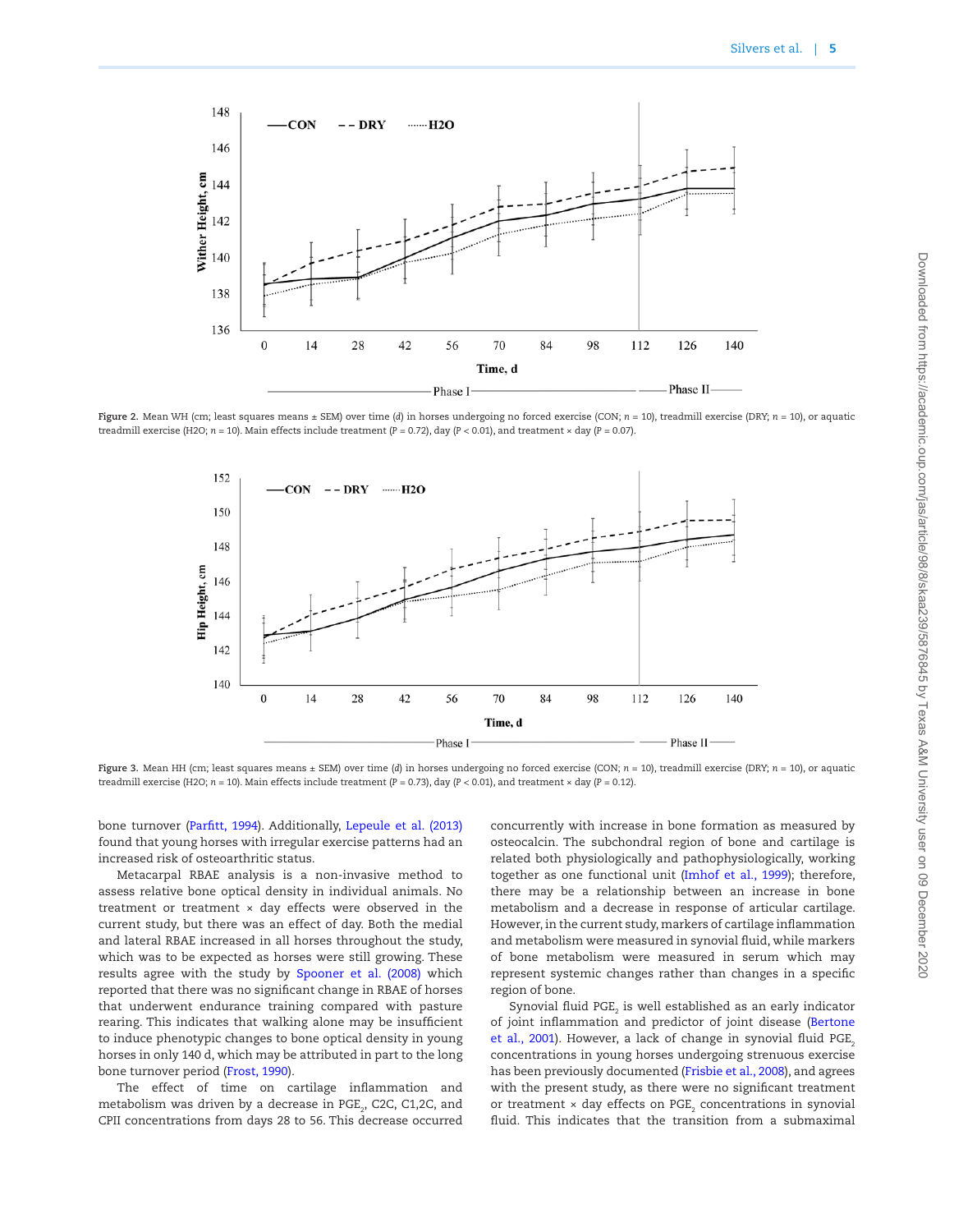Figure 2. Mean WH (cm; least squares means ± SEM) over time (d) in horses undergoing no forced exercise (CON; $n$ = 10), treadmill exercise (DRY; $n$ = 10), or aquatic treadmill exercise (H2O; $n$ = 10). Main effects include treatment ($P$ = 0.72), day ($P$ < 0.01), and treatment × day ($P$ = 0.07).

Figure 3. Mean HH (cm; least squares means ± SEM) over time (d) in horses undergoing no forced exercise (CON; $n$ = 10), treadmill exercise (DRY; $n$ = 10), or aquatic treadmill exercise (H2O; $n$ = 10). Main effects include treatment ($P$ = 0.73), day ($P$ < 0.01), and treatment × day ($P$ = 0.12).

bone turnover (Parfitt, 1994). Additionally, Lepeule et al. (2013) found that young horses with irregular exercise patterns had an increased risk of osteoarthritic status.

Metacarpal RBAE analysis is a non-invasive method to assess relative bone optical density in individual animals. No treatment or treatment × day effects were observed in the current study, but there was an effect of day. Both the medial and lateral RBAE increased in all horses throughout the study, which was to be expected as horses were still growing. These results agree with the study by Spooner et al. (2008) which reported that there was no significant change in RBAE of horses that underwent endurance training compared with pasture rearing. This indicates that walking alone may be insufficient to induce phenotypic changes to bone optical density in young horses in only 140 d, which may be attributed in part to the long bone turnover period (Frost, 1990).

The effect of time on cartilage inflammation and metabolism was driven by a decrease in $PGE_2$, C2C, C1,2C, and CPII concentrations from days 28 to 56. This decrease occurred concurrently with increase in bone formation as measured by osteocalcin. The subchondral region of bone and cartilage is related both physiologically and pathophysiologically, working together as one functional unit (Imhof et al., 1999); therefore, there may be a relationship between an increase in bone metabolism and a decrease in response of articular cartilage. However, in the current study, markers of cartilage inflammation and metabolism were measured in synovial fluid, while markers of bone metabolism were measured in serum which may represent systemic changes rather than changes in a specific region of bone.

Synovial fluid $PGE_2$ is well established as an early indicator of joint inflammation and predictor of joint disease (Bertone et al., 2001). However, a lack of change in synovial fluid $PGE_2$ concentrations in young horses undergoing strenuous exercise has been previously documented (Frisbie et al., 2008), and agrees with the present study, as there were no significant treatment or treatment × day effects on $PGE_2$ concentrations in synovial fluid. This indicates that the transition from a submaximal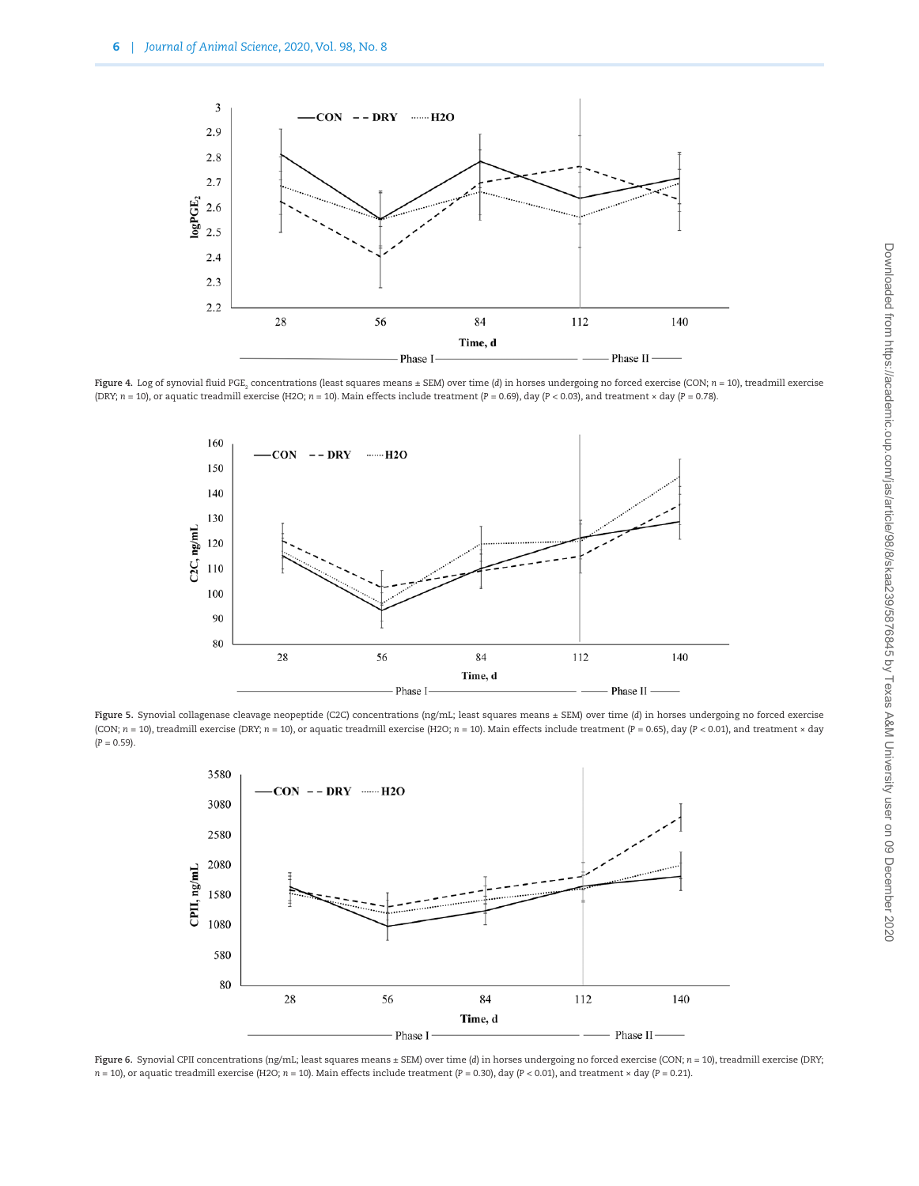Figure 4. Log of synovial fluid $PGE_2$ concentrations (least squares means ± SEM) over time (*d*) in horses undergoing no forced exercise (CON; *n* = 10), treadmill exercise (DRY; *n* = 10), or aquatic treadmill exercise (H2O; *n* = 10). Main effects include treatment (P = 0.69), day (P < 0.03), and treatment × day (P = 0.78).

Figure 5. Synovial collagenase cleavage neopeptide (C2C) concentrations (ng/mL; least squares means ± SEM) over time (*d*) in horses undergoing no forced exercise (CON; *n* = 10), treadmill exercise (DRY; *n* = 10), or aquatic treadmill exercise (H2O; *n* = 10). Main effects include treatment (P = 0.65), day (P < 0.01), and treatment × day (P = 0.59).

Figure 6. Synovial CPII concentrations (ng/mL; least squares means ± SEM) over time (*d*) in horses undergoing no forced exercise (CON; *n* = 10), treadmill exercise (DRY; *n* = 10), or aquatic treadmill exercise (H2O; *n* = 10). Main effects include treatment (P = 0.30), day (P < 0.01), and treatment × day (P = 0.21).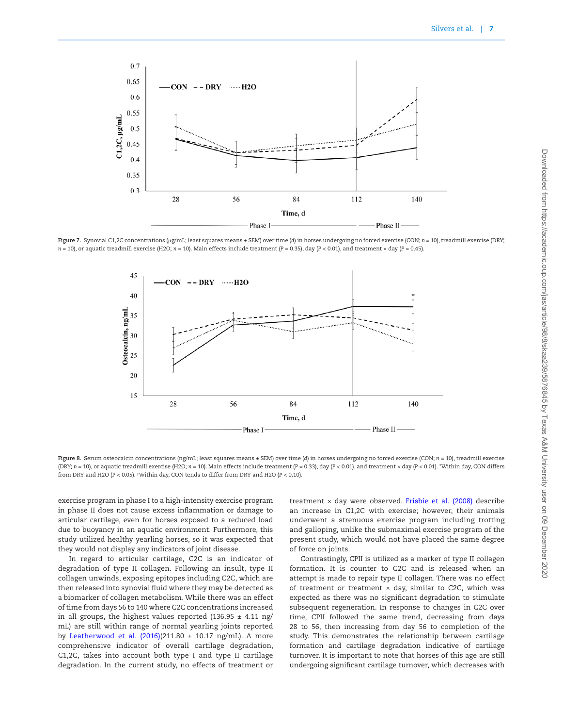Figure 7. Synovial C1,2C concentrations (μg/mL; least squares means ± SEM) over time (*d*) in horses undergoing no forced exercise (CON; *n* = 10), treadmill exercise (DRY; *n* = 10), or aquatic treadmill exercise (H2O; *n* = 10). Main effects include treatment (P = 0.35), day (P < 0.01), and treatment × day (P = 0.45).

Figure 8. Serum osteocalcin concentrations (ng/mL; least squares means ± SEM) over time (*d*) in horses undergoing no forced exercise (CON; *n* = 10), treadmill exercise (DRY; *n* = 10), or aquatic treadmill exercise (H2O; *n* = 10). Main effects include treatment (P = 0.33), day (P < 0.01), and treatment × day (P < 0.01). *Within day, CON differs from DRY and H2O (P < 0.05). ‡Within day, CON tends to differ from DRY and H2O (P < 0.10).

exercise program in phase I to a high-intensity exercise program in phase II does not cause excess inflammation or damage to articular cartilage, even for horses exposed to a reduced load due to buoyancy in an aquatic environment. Furthermore, this study utilized healthy yearling horses, so it was expected that they would not display any indicators of joint disease.

In regard to articular cartilage, C2C is an indicator of degradation of type II collagen. Following an insult, type II collagen unwinds, exposing epitopes including C2C, which are then released into synovial fluid where they may be detected as a biomarker of collagen metabolism. While there was an effect of time from days 56 to 140 where C2C concentrations increased in all groups, the highest values reported (136.95 ± 4.11 ng/mL) are still within range of normal yearling joints reported by Leatherwood et al. (2016)(211.80 ± 10.17 ng/mL). A more comprehensive indicator of overall cartilage degradation, C1,2C, takes into account both type I and type II cartilage degradation. In the current study, no effects of treatment or treatment × day were observed. Frisbie et al. (2008) describe an increase in C1,2C with exercise; however, their animals underwent a strenuous exercise program including trotting and galloping, unlike the submaximal exercise program of the present study, which would not have placed the same degree of force on joints.

Contrastingly, CPII is utilized as a marker of type II collagen formation. It is counter to C2C and is released when an attempt is made to repair type II collagen. There was no effect of treatment or treatment × day, similar to C2C, which was expected as there was no significant degradation to stimulate subsequent regeneration. In response to changes in C2C over time, CPII followed the same trend, decreasing from days 28 to 56, then increasing from day 56 to completion of the study. This demonstrates the relationship between cartilage formation and cartilage degradation indicative of cartilage turnover. It is important to note that horses of this age are still undergoing significant cartilage turnover, which decreases with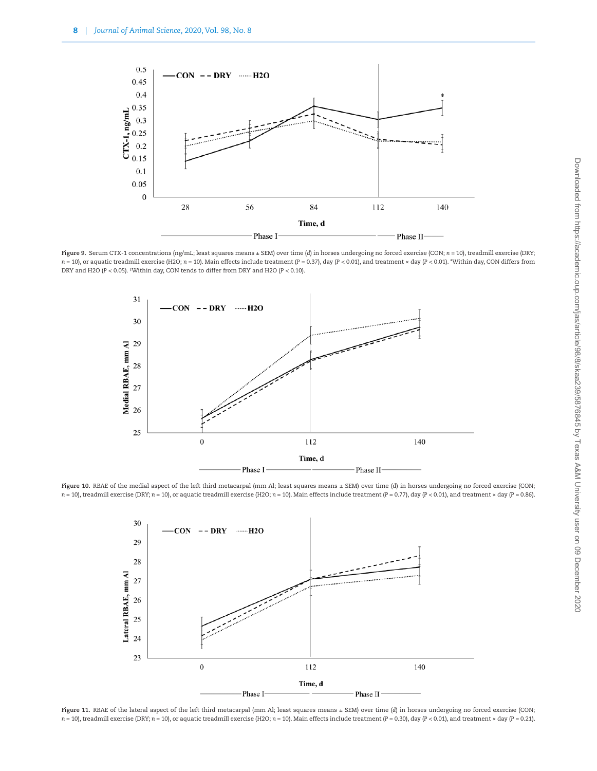Figure 9. Serum CTX-1 concentrations (ng/mL; least squares means ± SEM) over time (*d*) in horses undergoing no forced exercise (CON; *n* = 10), treadmill exercise (DRY; *n* = 10), or aquatic treadmill exercise (H2O; *n* = 10). Main effects include treatment ($P = 0.37$), day ($P < 0.01$), and treatment × day ($P < 0.01$). *Within day, CON differs from DRY and H2O ($P < 0.05$). ‡Within day, CON tends to differ from DRY and H2O ($P < 0.10$).

Figure 10. RBAE of the medial aspect of the left third metacarpal (mm Al; least squares means ± SEM) over time (d) in horses undergoing no forced exercise (CON; *n* = 10), treadmill exercise (DRY; *n* = 10), or aquatic treadmill exercise (H2O; *n* = 10). Main effects include treatment ($P = 0.77$), day ($P < 0.01$), and treatment × day ($P = 0.86$).

Figure 11. RBAE of the lateral aspect of the left third metacarpal (mm Al; least squares means ± SEM) over time (*d*) in horses undergoing no forced exercise (CON; *n* = 10), treadmill exercise (DRY; *n* = 10), or aquatic treadmill exercise (H2O; *n* = 10). Main effects include treatment ($P = 0.30$), day ($P < 0.01$), and treatment × day ($P = 0.21$).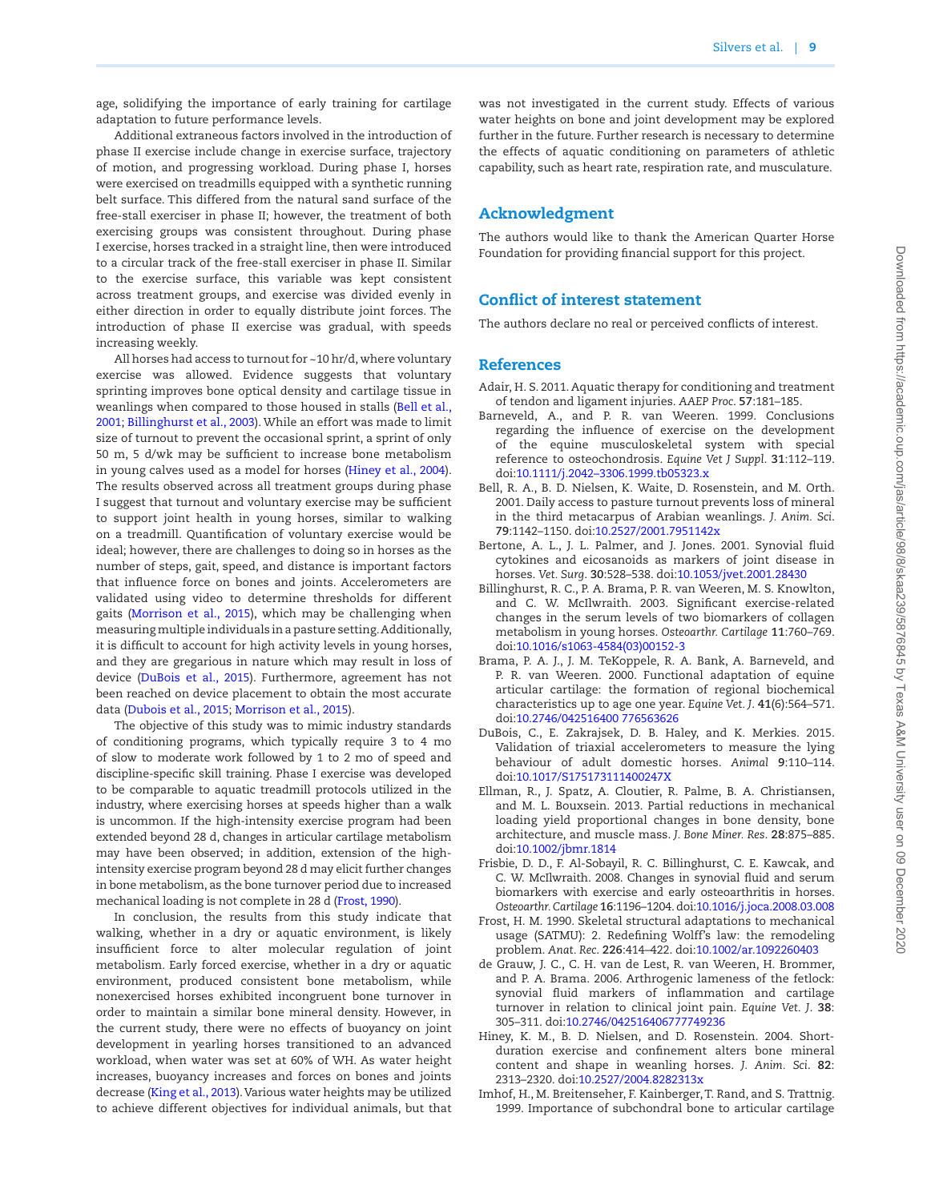age, solidifying the importance of early training for cartilage adaptation to future performance levels.

Additional extraneous factors involved in the introduction of phase II exercise include change in exercise surface, trajectory of motion, and progressing workload. During phase I, horses were exercised on treadmills equipped with a synthetic running belt surface. This differed from the natural sand surface of the free-stall exerciser in phase II; however, the treatment of both exercising groups was consistent throughout. During phase I exercise, horses tracked in a straight line, then were introduced to a circular track of the free-stall exerciser in phase II. Similar to the exercise surface, this variable was kept consistent across treatment groups, and exercise was divided evenly in either direction in order to equally distribute joint forces. The introduction of phase II exercise was gradual, with speeds increasing weekly.

All horses had access to turnout for ~10 hr/d, where voluntary exercise was allowed. Evidence suggests that voluntary sprinting improves bone optical density and cartilage tissue in weanlings when compared to those housed in stalls (Bell et al., 2001; Billinghurst et al., 2003). While an effort was made to limit size of turnout to prevent the occasional sprint, a sprint of only 50 m, 5 d/wk may be sufficient to increase bone metabolism in young calves used as a model for horses (Hiney et al., 2004). The results observed across all treatment groups during phase I suggest that turnout and voluntary exercise may be sufficient to support joint health in young horses, similar to walking on a treadmill. Quantification of voluntary exercise would be ideal; however, there are challenges to doing so in horses as the number of steps, gait, speed, and distance is important factors that influence force on bones and joints. Accelerometers are validated using video to determine thresholds for different gaits (Morrison et al., 2015), which may be challenging when measuring multiple individuals in a pasture setting. Additionally, it is difficult to account for high activity levels in young horses, and they are gregarious in nature which may result in loss of device (DuBois et al., 2015). Furthermore, agreement has not been reached on device placement to obtain the most accurate data (Dubois et al., 2015; Morrison et al., 2015).

The objective of this study was to mimic industry standards of conditioning programs, which typically require 3 to 4 mo of slow to moderate work followed by 1 to 2 mo of speed and discipline-specific skill training. Phase I exercise was developed to be comparable to aquatic treadmill protocols utilized in the industry, where exercising horses at speeds higher than a walk is uncommon. If the high-intensity exercise program had been extended beyond 28 d, changes in articular cartilage metabolism may have been observed; in addition, extension of the high-intensity exercise program beyond 28 d may elicit further changes in bone metabolism, as the bone turnover period due to increased mechanical loading is not complete in 28 d (Frost, 1990).

In conclusion, the results from this study indicate that walking, whether in a dry or aquatic environment, is likely insufficient force to alter molecular regulation of joint metabolism. Early forced exercise, whether in a dry or aquatic environment, produced consistent bone metabolism, while nonexercised horses exhibited incongruent bone turnover in order to maintain a similar bone mineral density. However, in the current study, there were no effects of buoyancy on joint development in yearling horses transitioned to an advanced workload, when water was set at 60% of WH. As water height increases, buoyancy increases and forces on bones and joints decrease (King et al., 2013). Various water heights may be utilized to achieve different objectives for individual animals, but that was not investigated in the current study. Effects of various water heights on bone and joint development may be explored further in the future. Further research is necessary to determine the effects of aquatic conditioning on parameters of athletic capability, such as heart rate, respiration rate, and musculature.

## Acknowledgment

The authors would like to thank the American Quarter Horse Foundation for providing financial support for this project.

## Conflict of interest statement

The authors declare no real or perceived conflicts of interest.

## References

Adair, H. S. 2011. Aquatic therapy for conditioning and treatment of tendon and ligament injuries. *AAEP Proc.* **57**:181–185.

Barneveld, A., and P. R. van Weeren. 1999. Conclusions regarding the influence of exercise on the development of the equine musculoskeletal system with special reference to osteochondrosis. *Equine Vet J Suppl.* **31**:112–119. doi:10.1111/j.2042–3306.1999.tb05323.x

Bell, R. A., B. D. Nielsen, K. Waite, D. Rosenstein, and M. Orth. 2001. Daily access to pasture turnout prevents loss of mineral in the third metacarpus of Arabian weanlings. *J. Anim. Sci.* **79**:1142–1150. doi:10.2527/2001.7951142x

Bertone, A. L., J. L. Palmer, and J. Jones. 2001. Synovial fluid cytokines and eicosanoids as markers of joint disease in horses. *Vet. Surg.* **30**:528–538. doi:10.1053/jvet.2001.28430

Billinghurst, R. C., P. A. Brama, P. R. van Weeren, M. S. Knowlton, and C. W. McIlwraith. 2003. Significant exercise-related changes in the serum levels of two biomarkers of collagen metabolism in young horses. *Osteoarthr. Cartilage* **11**:760–769. doi:10.1016/s1063-4584(03)00152-3

Brama, P. A. J., J. M. TeKoppele, R. A. Bank, A. Barneveld, and P. R. van Weeren. 2000. Functional adaptation of equine articular cartilage: the formation of regional biochemical characteristics up to age one year. *Equine Vet. J.* **41**(6):564–571. doi:10.2746/042516400 776563626

DuBois, C., E. Zakrajsek, D. B. Haley, and K. Merkies. 2015. Validation of triaxial accelerometers to measure the lying behaviour of adult domestic horses. *Animal* **9**:110–114. doi:10.1017/S175173111400247X

Ellman, R., J. Spatz, A. Cloutier, R. Palme, B. A. Christiansen, and M. L. Bouxsein. 2013. Partial reductions in mechanical loading yield proportional changes in bone density, bone architecture, and muscle mass. *J. Bone Miner. Res.* **28**:875–885. doi:10.1002/jbmr.1814

Frisbie, D. D., F. Al-Sobayil, R. C. Billinghurst, C. E. Kawcak, and C. W. McIlwraith. 2008. Changes in synovial fluid and serum biomarkers with exercise and early osteoarthritis in horses. *Osteoarthr. Cartilage* **16**:1196–1204. doi:10.1016/j.joca.2008.03.008

Frost, H. M. 1990. Skeletal structural adaptations to mechanical usage (SATMU): 2. Redefining Wolff's law: the remodeling problem. *Anat. Rec.* **226**:414–422. doi:10.1002/ar.1092260403

de Grauw, J. C., C. H. van de Lest, R. van Weeren, H. Brommer, and P. A. Brama. 2006. Arthrogenic lameness of the fetlock: synovial fluid markers of inflammation and cartilage turnover in relation to clinical joint pain. *Equine Vet. J.* **38**: 305–311. doi:10.2746/042516406777749236

Hiney, K. M., B. D. Nielsen, and D. Rosenstein. 2004. Short-duration exercise and confinement alters bone mineral content and shape in weanling horses. *J. Anim. Sci.* **82**: 2313–2320. doi:10.2527/2004.8282313x

Imhof, H., M. Breitenseher, F. Kainberger, T. Rand, and S. Trattnig. 1999. Importance of subchondral bone to articular cartilage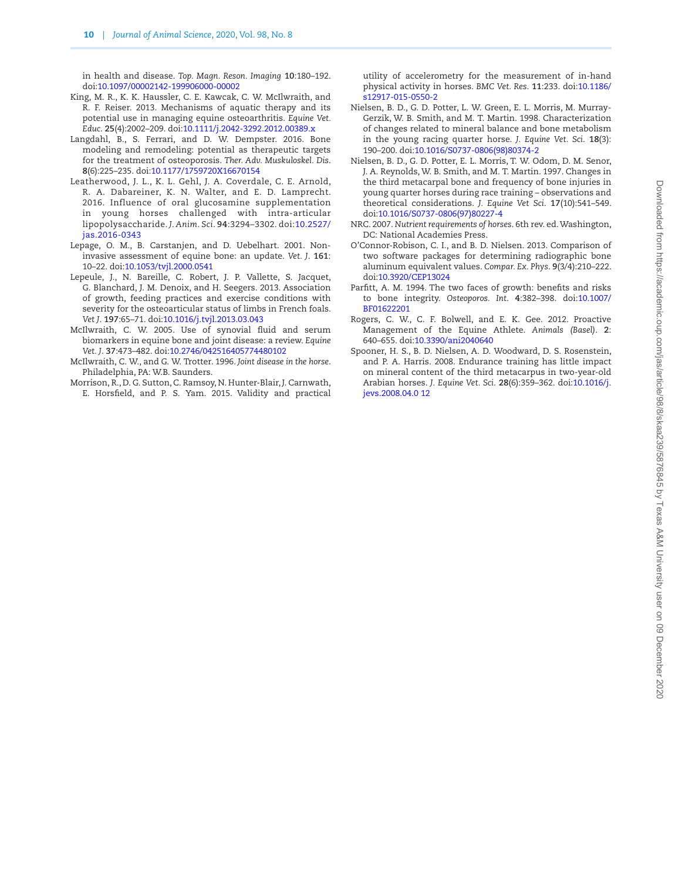in health and disease. *Top. Magn. Reson. Imaging* **10**:180–192. doi:10.1097/00002142-199906000-00002

King, M. R., K. K. Haussler, C. E. Kawcak, C. W. McIlwraith, and R. F. Reiser. 2013. Mechanisms of aquatic therapy and its potential use in managing equine osteoarthritis. *Equine Vet. Educ.* **25**(4):2002–209. doi:10.1111/j.2042-3292.2012.00389.x

Langdahl, B., S. Ferrari, and D. W. Dempster. 2016. Bone modeling and remodeling: potential as therapeutic targets for the treatment of osteoporosis. *Ther. Adv. Muskuloskel. Dis.* **8**(6):225–235. doi:10.1177/1759720X16670154

Leatherwood, J. L., K. L. Gehl, J. A. Coverdale, C. E. Arnold, R. A. Dabareiner, K. N. Walter, and E. D. Lamprecht. 2016. Influence of oral glucosamine supplementation in young horses challenged with intra-articular lipopolysaccharide. *J. Anim. Sci.* **94**:3294–3302. doi:10.2527/jas.2016-0343

Lepage, O. M., B. Carstanjen, and D. Uebelhart. 2001. Non-invasive assessment of equine bone: an update. *Vet. J.* **161**: 10–22. doi:10.1053/tvjl.2000.0541

Lepeule, J., N. Bareille, C. Robert, J. P. Vallette, S. Jacquet, G. Blanchard, J. M. Denoix, and H. Seegers. 2013. Association of growth, feeding practices and exercise conditions with severity for the osteoarticular status of limbs in French foals. *Vet J.* **197**:65–71. doi:10.1016/j.tvjl.2013.03.043

McIlwraith, C. W. 2005. Use of synovial fluid and serum biomarkers in equine bone and joint disease: a review. *Equine Vet. J.* **37**:473–482. doi:10.2746/042516405774480102

McIlwraith, C. W., and G. W. Trotter. 1996. *Joint disease in the horse*. Philadelphia, PA: W.B. Saunders.

Morrison, R., D. G. Sutton, C. Ramsoy, N. Hunter-Blair, J. Carnwath, E. Horsfield, and P. S. Yam. 2015. Validity and practical utility of accelerometry for the measurement of in-hand physical activity in horses. *BMC Vet. Res.* **11**:233. doi:10.1186/s12917-015-0550-2

Nielsen, B. D., G. D. Potter, L. W. Green, E. L. Morris, M. Murray-Gerzik, W. B. Smith, and M. T. Martin. 1998. Characterization of changes related to mineral balance and bone metabolism in the young racing quarter horse. *J. Equine Vet. Sci.* **18**(3): 190–200. doi:10.1016/S0737-0806(98)80374-2

Nielsen, B. D., G. D. Potter, E. L. Morris, T. W. Odom, D. M. Senor, J. A. Reynolds, W. B. Smith, and M. T. Martin. 1997. Changes in the third metacarpal bone and frequency of bone injuries in young quarter horses during race training – observations and theoretical considerations. *J. Equine Vet Sci.* **17**(10):541–549. doi:10.1016/S0737-0806(97)80227-4

NRC. 2007. *Nutrient requirements of horses*. 6th rev. ed. Washington, DC: National Academies Press.

O'Connor-Robison, C. I., and B. D. Nielsen. 2013. Comparison of two software packages for determining radiographic bone aluminum equivalent values. *Compar. Ex. Phys.* **9**(3/4):210–222. doi:10.3920/CEP13024

Parfitt, A. M. 1994. The two faces of growth: benefits and risks to bone integrity. *Osteoporos. Int.* **4**:382–398. doi:10.1007/BF01622201

Rogers, C. W., C. F. Bolwell, and E. K. Gee. 2012. Proactive Management of the Equine Athlete. *Animals (Basel)*. **2**: 640–655. doi:10.3390/ani2040640

Spooner, H. S., B. D. Nielsen, A. D. Woodward, D. S. Rosenstein, and P. A. Harris. 2008. Endurance training has little impact on mineral content of the third metacarpus in two-year-old Arabian horses. *J. Equine Vet. Sci.* **28**(6):359–362. doi:10.1016/j.jevs.2008.04.0 12